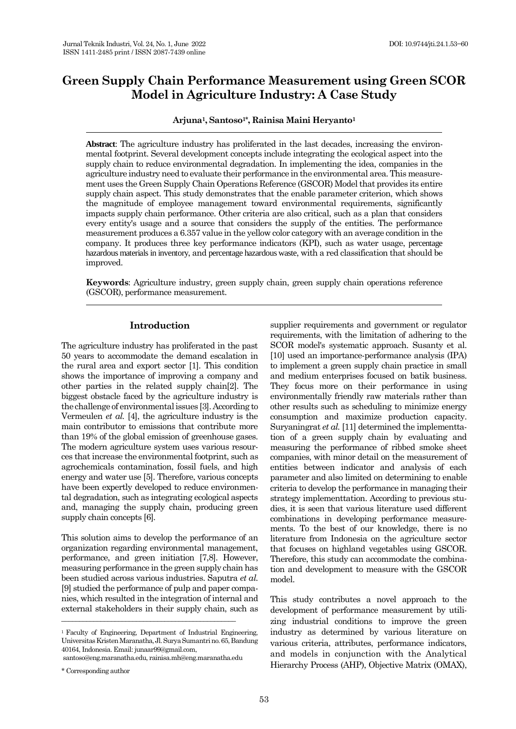# Green Supply Chain Performance Measurement using Green SCOR Model in Agriculture Industry: A Case Study

**Arjuna[1], Santoso[1*], Rainisa Maini Heryanto[1]**

**Abstract**: The agriculture industry has proliferated in the last decades, increasing the environmental footprint. Several development concepts include integrating the ecological aspect into the supply chain to reduce environmental degradation. In implementing the idea, companies in the agriculture industry need to evaluate their performance in the environmental area. This measurement uses the Green Supply Chain Operations Reference (GSCOR) Model that provides its entire supply chain aspect. This study demonstrates that the enable parameter criterion, which shows the magnitude of employee management toward environmental requirements, significantly impacts supply chain performance. Other criteria are also critical, such as a plan that considers every entity's usage and a source that considers the supply of the entities. The performance measurement produces a 6.357 value in the yellow color category with an average condition in the company. It produces three key performance indicators (KPI), such as water usage, percentage hazardous materials in inventory, and percentage hazardous waste, with a red classification that should be improved.

**Keywords**: Agriculture industry, green supply chain, green supply chain operations reference (GSCOR), performance measurement.

## Introduction

The agriculture industry has proliferated in the past 50 years to accommodate the demand escalation in the rural area and export sector [1]. This condition shows the importance of improving a company and other parties in the related supply chain[2]. The biggest obstacle faced by the agriculture industry is the challenge of environmental issues [3]. According to Vermeulen *et al.* [4], the agriculture industry is the main contributor to emissions that contribute more than 19% of the global emission of greenhouse gases. The modern agriculture system uses various resources that increase the environmental footprint, such as agrochemicals contamination, fossil fuels, and high energy and water use [5]. Therefore, various concepts have been expertly developed to reduce environmental degradation, such as integrating ecological aspects and, managing the supply chain, producing green supply chain concepts [6].

This solution aims to develop the performance of an organization regarding environmental management, performance, and green initiation [7,8]. However, measuring performance in the green supply chain has been studied across various industries. Saputra *et al.* [9] studied the performance of pulp and paper companies, which resulted in the integration of internal and external stakeholders in their supply chain, such as supplier requirements and government or regulator requirements, with the limitation of adhering to the SCOR model's systematic approach. Susanty et al. [10] used an importance-performance analysis (IPA) to implement a green supply chain practice in small and medium enterprises focused on batik business. They focus more on their performance in using environmentally friendly raw materials rather than other results such as scheduling to minimize energy consumption and maximize production capacity. Suryaningrat *et al.* [11] determined the implementtation of a green supply chain by evaluating and measuring the performance of ribbed smoke sheet companies, with minor detail on the measurement of entities between indicator and analysis of each parameter and also limited on determining to enable criteria to develop the performance in managing their strategy implementtation. According to previous studies, it is seen that various literature used different combinations in developing performance measurements. To the best of our knowledge, there is no literature from Indonesia on the agriculture sector that focuses on highland vegetables using GSCOR. Therefore, this study can accommodate the combination and development to measure with the GSCOR model.

This study contributes a novel approach to the development of performance measurement by utilizing industrial conditions to improve the green industry as determined by various literature on various criteria, attributes, performance indicators, and models in conjunction with the Analytical Hierarchy Process (AHP), Objective Matrix (OMAX),

---

[1] Faculty of Engineering, Department of Industrial Engineering, Universitas Kristen Maranatha, Jl. Surya Sumantri no. 65, Bandung 40164, Indonesia. Email: junaar99@gmail.com, santoso@eng.maranatha.edu, rainisa.mh@eng.maranatha.edu

\* Corresponding author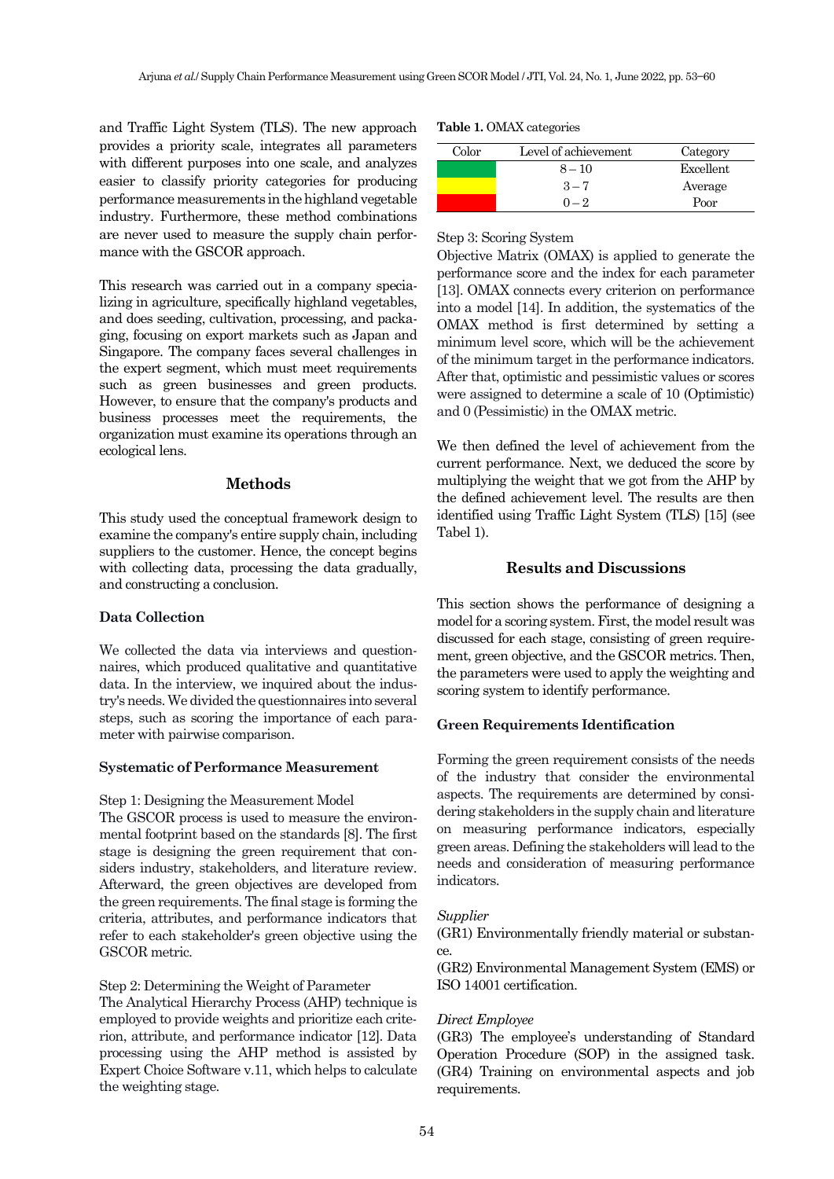and Traffic Light System (TLS). The new approach provides a priority scale, integrates all parameters with different purposes into one scale, and analyzes easier to classify priority categories for producing performance measurements in the highland vegetable industry. Furthermore, these method combinations are never used to measure the supply chain performance with the GSCOR approach.

This research was carried out in a company specializing in agriculture, specifically highland vegetables, and does seeding, cultivation, processing, and packaging, focusing on export markets such as Japan and Singapore. The company faces several challenges in the expert segment, which must meet requirements such as green businesses and green products. However, to ensure that the company's products and business processes meet the requirements, the organization must examine its operations through an ecological lens.

## Methods

This study used the conceptual framework design to examine the company's entire supply chain, including suppliers to the customer. Hence, the concept begins with collecting data, processing the data gradually, and constructing a conclusion.

### Data Collection

We collected the data via interviews and questionnaires, which produced qualitative and quantitative data. In the interview, we inquired about the industry's needs. We divided the questionnaires into several steps, such as scoring the importance of each parameter with pairwise comparison.

### Systematic of Performance Measurement

Step 1: Designing the Measurement Model
The GSCOR process is used to measure the environmental footprint based on the standards [8]. The first stage is designing the green requirement that considers industry, stakeholders, and literature review. Afterward, the green objectives are developed from the green requirements. The final stage is forming the criteria, attributes, and performance indicators that refer to each stakeholder's green objective using the GSCOR metric.

Step 2: Determining the Weight of Parameter
The Analytical Hierarchy Process (AHP) technique is employed to provide weights and prioritize each criterion, attribute, and performance indicator [12]. Data processing using the AHP method is assisted by Expert Choice Software v.11, which helps to calculate the weighting stage.

**Table 1.** OMAX categories

| Color | Level of achievement | Category |
|---|---|---|
| Green | 8 – 10 | Excellent |
| Yellow | 3 – 7 | Average |
| Red | 0 – 2 | Poor |

Step 3: Scoring System
Objective Matrix (OMAX) is applied to generate the performance score and the index for each parameter [13]. OMAX connects every criterion on performance into a model [14]. In addition, the systematics of the OMAX method is first determined by setting a minimum level score, which will be the achievement of the minimum target in the performance indicators. After that, optimistic and pessimistic values or scores were assigned to determine a scale of 10 (Optimistic) and 0 (Pessimistic) in the OMAX metric.

We then defined the level of achievement from the current performance. Next, we deduced the score by multiplying the weight that we got from the AHP by the defined achievement level. The results are then identified using Traffic Light System (TLS) [15] (see Tabel 1).

## Results and Discussions

This section shows the performance of designing a model for a scoring system. First, the model result was discussed for each stage, consisting of green requirement, green objective, and the GSCOR metrics. Then, the parameters were used to apply the weighting and scoring system to identify performance.

### Green Requirements Identification

Forming the green requirement consists of the needs of the industry that consider the environmental aspects. The requirements are determined by considering stakeholders in the supply chain and literature on measuring performance indicators, especially green areas. Defining the stakeholders will lead to the needs and consideration of measuring performance indicators.

*Supplier*
(GR1) Environmentally friendly material or substance.
(GR2) Environmental Management System (EMS) or ISO 14001 certification.

*Direct Employee*
(GR3) The employee's understanding of Standard Operation Procedure (SOP) in the assigned task.
(GR4) Training on environmental aspects and job requirements.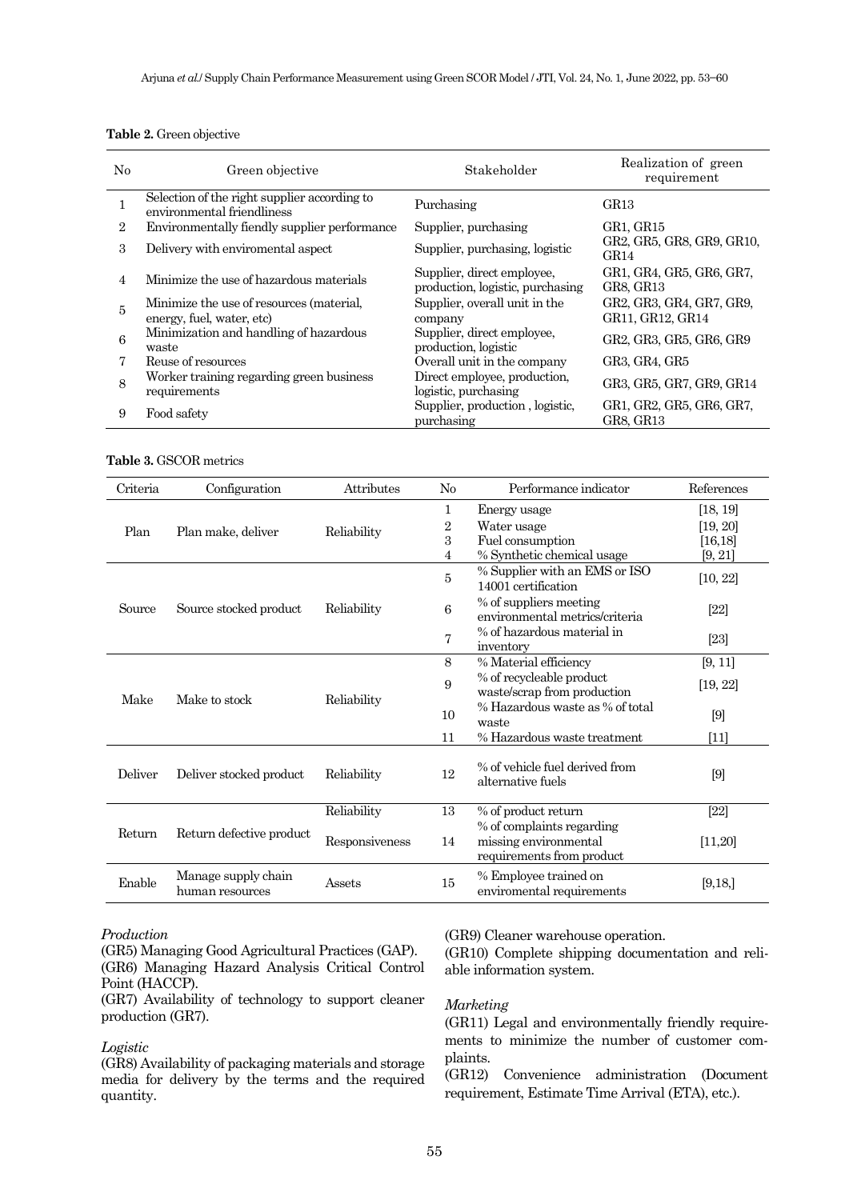**Table 2.** Green objective

| No | Green objective | Stakeholder | Realization of green requirement |
|---|---|---|---|
| 1 | Selection of the right supplier according to environmental friendliness | Purchasing | GR13 |
| 2 | Environmentally fiendly supplier performance | Supplier, purchasing | GR1, GR15 |
| 3 | Delivery with enviromental aspect | Supplier, purchasing, logistic | GR2, GR5, GR8, GR9, GR10, GR14 |
| 4 | Minimize the use of hazardous materials | Supplier, direct employee, production, logistic, purchasing | GR1, GR4, GR5, GR6, GR7, GR8, GR13 |
| 5 | Minimize the use of resources (material, energy, fuel, water, etc) | Supplier, overall unit in the company | GR2, GR3, GR4, GR7, GR9, GR11, GR12, GR14 |
| 6 | Minimization and handling of hazardous waste | Supplier, direct employee, production, logistic | GR2, GR3, GR5, GR6, GR9 |
| 7 | Reuse of resources | Overall unit in the company | GR3, GR4, GR5 |
| 8 | Worker training regarding green business requirements | Direct employee, production, logistic, purchasing | GR3, GR5, GR7, GR9, GR14 |
| 9 | Food safety | Supplier, production , logistic, purchasing | GR1, GR2, GR5, GR6, GR7, GR8, GR13 |

**Table 3.** GSCOR metrics

| Criteria | Configuration | Attributes | No | Performance indicator | References |
|---|---|---|---|---|---|
| Plan | Plan make, deliver | Reliability | 1 | Energy usage | [18, 19] |
| | | | 2 | Water usage | [19, 20] |
| | | | 3 | Fuel consumption | [16,18] |
| | | | 4 | % Synthetic chemical usage | [9, 21] |
| Source | Source stocked product | Reliability | 5 | % Supplier with an EMS or ISO 14001 certification | [10, 22] |
| | | | 6 | % of suppliers meeting environmental metrics/criteria | [22] |
| | | | 7 | % of hazardous material in inventory | [23] |
| Make | Make to stock | Reliability | 8 | % Material efficiency | [9, 11] |
| | | | 9 | % of recycleable product waste/scrap from production | [19, 22] |
| | | | 10 | % Hazardous waste as % of total waste | [9] |
| | | | 11 | % Hazardous waste treatment | [11] |
| Deliver | Deliver stocked product | Reliability | 12 | % of vehicle fuel derived from alternative fuels | [9] |
| Return | Return defective product | Reliability | 13 | % of product return | [22] |
| | | Responsiveness | 14 | % of complaints regarding missing environmental requirements from product | [11,20] |
| Enable | Manage supply chain human resources | Assets | 15 | % Employee trained on enviromental requirements | [9,18,] |

*Production*

(GR5) Managing Good Agricultural Practices (GAP).
(GR6) Managing Hazard Analysis Critical Control Point (HACCP).
(GR7) Availability of technology to support cleaner production (GR7).

*Logistic*

(GR8) Availability of packaging materials and storage media for delivery by the terms and the required quantity.
(GR9) Cleaner warehouse operation.
(GR10) Complete shipping documentation and reliable information system.

*Marketing*

(GR11) Legal and environmentally friendly requirements to minimize the number of customer complaints.
(GR12) Convenience administration (Document requirement, Estimate Time Arrival (ETA), etc.).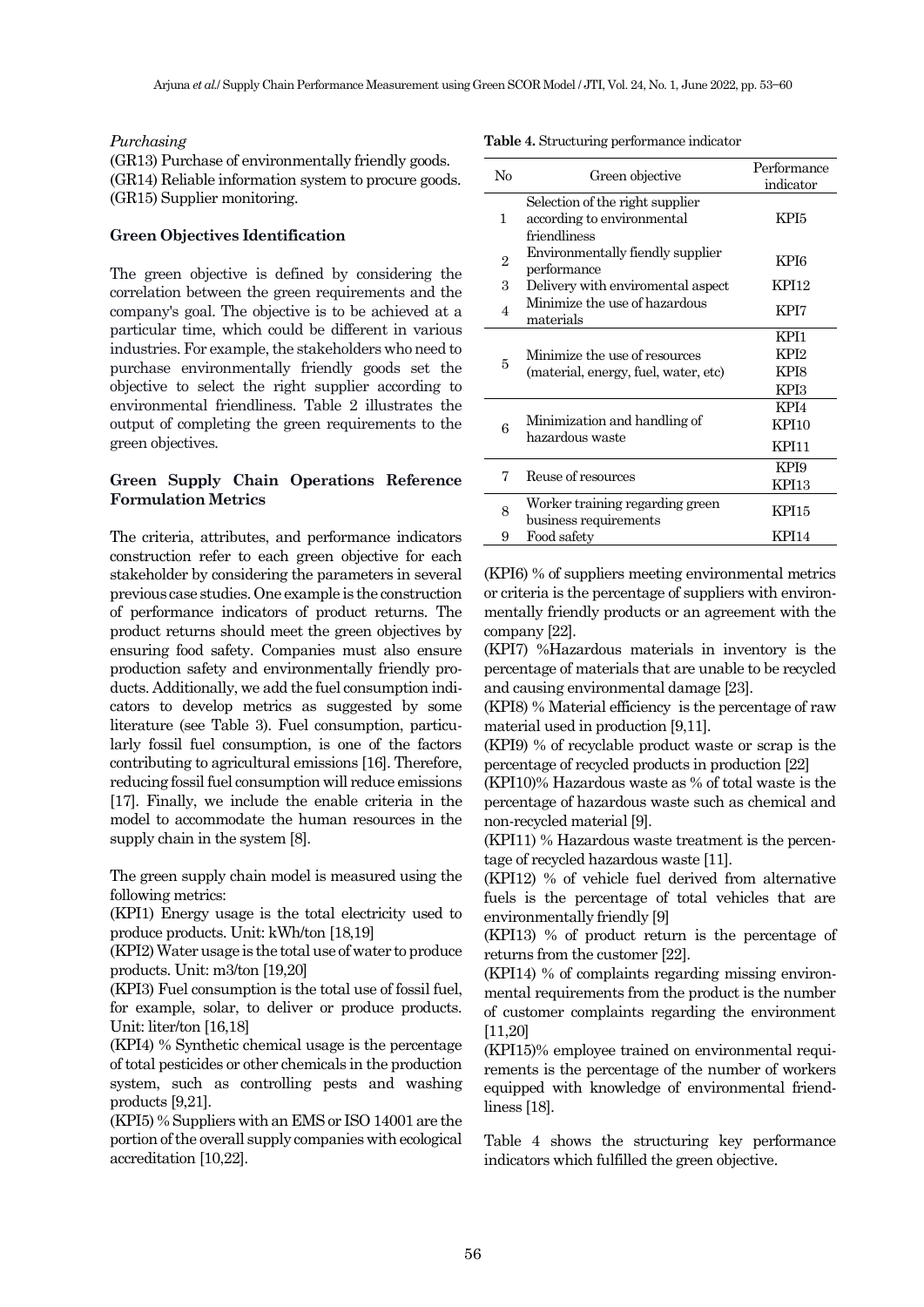*Purchasing*

(GR13) Purchase of environmentally friendly goods.
(GR14) Reliable information system to procure goods.
(GR15) Supplier monitoring.

### Green Objectives Identification

The green objective is defined by considering the correlation between the green requirements and the company's goal. The objective is to be achieved at a particular time, which could be different in various industries. For example, the stakeholders who need to purchase environmentally friendly goods set the objective to select the right supplier according to environmental friendliness. Table 2 illustrates the output of completing the green requirements to the green objectives.

### Green Supply Chain Operations Reference Formulation Metrics

The criteria, attributes, and performance indicators construction refer to each green objective for each stakeholder by considering the parameters in several previous case studies. One example is the construction of performance indicators of product returns. The product returns should meet the green objectives by ensuring food safety. Companies must also ensure production safety and environmentally friendly products. Additionally, we add the fuel consumption indicators to develop metrics as suggested by some literature (see Table 3). Fuel consumption, particularly fossil fuel consumption, is one of the factors contributing to agricultural emissions [16]. Therefore, reducing fossil fuel consumption will reduce emissions [17]. Finally, we include the enable criteria in the model to accommodate the human resources in the supply chain in the system [8].

The green supply chain model is measured using the following metrics:

(KPI1) Energy usage is the total electricity used to produce products. Unit: kWh/ton [18,19]
(KPI2) Water usage is the total use of water to produce products. Unit: m3/ton [19,20]
(KPI3) Fuel consumption is the total use of fossil fuel, for example, solar, to deliver or produce products. Unit: liter/ton [16,18]
(KPI4) % Synthetic chemical usage is the percentage of total pesticides or other chemicals in the production system, such as controlling pests and washing products [9,21].
(KPI5) % Suppliers with an EMS or ISO 14001 are the portion of the overall supply companies with ecological accreditation [10,22].

**Table 4.** Structuring performance indicator

| No | Green objective | Performance indicator |
|---|---|---|
| 1 | Selection of the right supplier according to environmental friendliness | KPI5 |
| 2 | Environmentally fiendly supplier performance | KPI6 |
| 3 | Delivery with enviromental aspect | KPI12 |
| 4 | Minimize the use of hazardous materials | KPI7 |
| 5 | Minimize the use of resources (material, energy, fuel, water, etc) | KPI1<br>KPI2<br>KPI8<br>KPI3 |
| 6 | Minimization and handling of hazardous waste | KPI4<br>KPI10<br>KPI11 |
| 7 | Reuse of resources | KPI9<br>KPI13 |
| 8 | Worker training regarding green business requirements | KPI15 |
| 9 | Food safety | KPI14 |

(KPI6) % of suppliers meeting environmental metrics or criteria is the percentage of suppliers with environmentally friendly products or an agreement with the company [22].
(KPI7) %Hazardous materials in inventory is the percentage of materials that are unable to be recycled and causing environmental damage [23].
(KPI8) % Material efficiency is the percentage of raw material used in production [9,11].
(KPI9) % of recyclable product waste or scrap is the percentage of recycled products in production [22]
(KPI10)% Hazardous waste as % of total waste is the percentage of hazardous waste such as chemical and non-recycled material [9].
(KPI11) % Hazardous waste treatment is the percentage of recycled hazardous waste [11].
(KPI12) % of vehicle fuel derived from alternative fuels is the percentage of total vehicles that are environmentally friendly [9]
(KPI13) % of product return is the percentage of returns from the customer [22].
(KPI14) % of complaints regarding missing environmental requirements from the product is the number of customer complaints regarding the environment [11,20]
(KPI15)% employee trained on environmental requirements is the percentage of the number of workers equipped with knowledge of environmental friendliness [18].

Table 4 shows the structuring key performance indicators which fulfilled the green objective.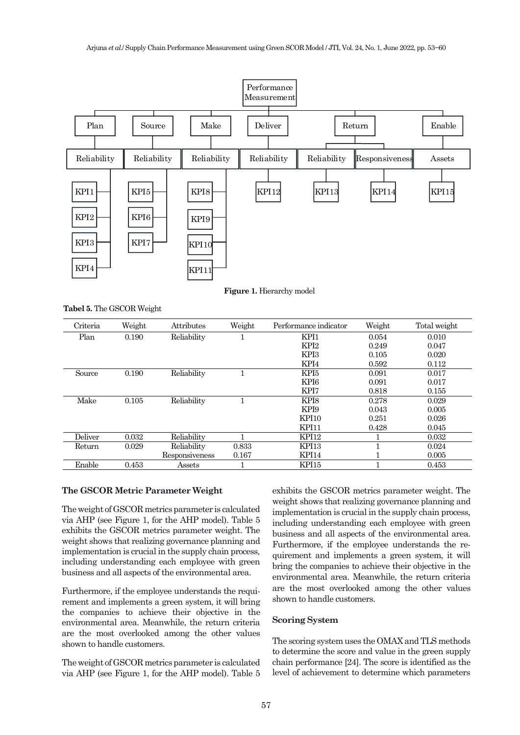**Figure 1.** Hierarchy model

**Tabel 5.** The GSCOR Weight

| Criteria | Weight | Attributes | Weight | Performance indicator | Weight | Total weight |
|---|---|---|---|---|---|---|
| Plan | 0.190 | Reliability | 1 | KPI1 | 0.054 | 0.010 |
| | | | | KPI2 | 0.249 | 0.047 |
| | | | | KPI3 | 0.105 | 0.020 |
| | | | | KPI4 | 0.592 | 0.112 |
| Source | 0.190 | Reliability | 1 | KPI5 | 0.091 | 0.017 |
| | | | | KPI6 | 0.091 | 0.017 |
| | | | | KPI7 | 0.818 | 0.155 |
| Make | 0.105 | Reliability | 1 | KPI8 | 0.278 | 0.029 |
| | | | | KPI9 | 0.043 | 0.005 |
| | | | | KPI10 | 0.251 | 0.026 |
| | | | | KPI11 | 0.428 | 0.045 |
| Deliver | 0.032 | Reliability | 1 | KPI12 | 1 | 0.032 |
| Return | 0.029 | Reliability | 0.833 | KPI13 | 1 | 0.024 |
| | | Responsiveness | 0.167 | KPI14 | 1 | 0.005 |
| Enable | 0.453 | Assets | 1 | KPI15 | 1 | 0.453 |

### The GSCOR Metric Parameter Weight

The weight of GSCOR metrics parameter is calculated via AHP (see Figure 1, for the AHP model). Table 5 exhibits the GSCOR metrics parameter weight. The weight shows that realizing governance planning and implementation is crucial in the supply chain process, including understanding each employee with green business and all aspects of the environmental area.

Furthermore, if the employee understands the requirement and implements a green system, it will bring the companies to achieve their objective in the environmental area. Meanwhile, the return criteria are the most overlooked among the other values shown to handle customers.

The weight of GSCOR metrics parameter is calculated via AHP (see Figure 1, for the AHP model). Table 5 exhibits the GSCOR metrics parameter weight. The weight shows that realizing governance planning and implementation is crucial in the supply chain process, including understanding each employee with green business and all aspects of the environmental area. Furthermore, if the employee understands the requirement and implements a green system, it will bring the companies to achieve their objective in the environmental area. Meanwhile, the return criteria are the most overlooked among the other values shown to handle customers.

### Scoring System

The scoring system uses the OMAX and TLS methods to determine the score and value in the green supply chain performance [24]. The score is identified as the level of achievement to determine which parameters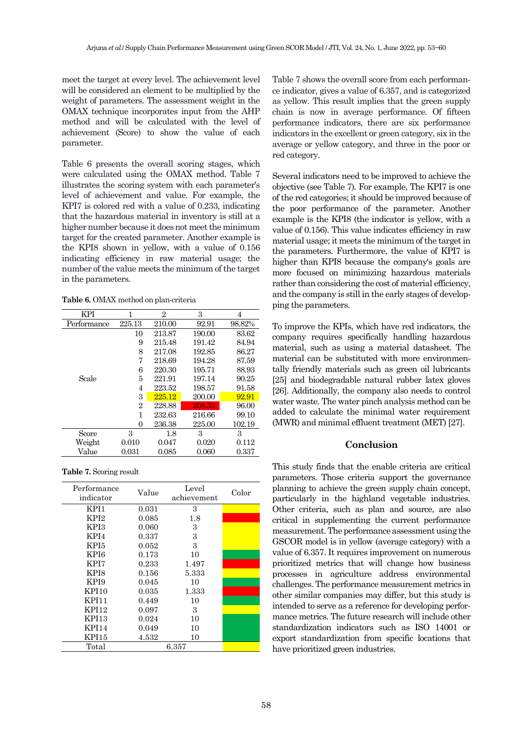meet the target at every level. The achievement level will be considered an element to be multiplied by the weight of parameters. The assessment weight in the OMAX technique incorporates input from the AHP method and will be calculated with the level of achievement (Score) to show the value of each parameter.

Table 6 presents the overall scoring stages, which were calculated using the OMAX method. Table 7 illustrates the scoring system with each parameter's level of achievement and value. For example, the KPI7 is colored red with a value of 0.233, indicating that the hazardous material in inventory is still at a higher number because it does not meet the minimum target for the created parameter. Another example is the KPI8 shown in yellow, with a value of 0.156 indicating efficiency in raw material usage; the number of the value meets the minimum of the target in the parameters.

**Table 6.** OMAX method on plan-criteria

| KPI | | 1 | 2 | 3 | 4 |
|---|---|---|---|---|---|
| Performance | | 225.13 | 210.00 | 92.91 | 98.82% |
| Scale | 10 | 213.87 | 190.00 | 83.62 | |
| | 9 | 215.48 | 191.42 | 84.94 | |
| | 8 | 217.08 | 192.85 | 86.27 | |
| | 7 | 218.69 | 194.28 | 87.59 | |
| | 6 | 220.30 | 195.71 | 88.93 | |
| | 5 | 221.91 | 197.14 | 90.25 | |
| | 4 | 223.52 | 198.57 | 91.58 | |
| | 3 | 225.12 | 200.00 | 92.91 | |
| | 2 | 228.88 | 208.33 | 96.00 | |
| | 1 | 232.63 | 216.66 | 99.10 | |
| | 0 | 236.38 | 225.00 | 102.19 | |
| Score | | 3 | 1.8 | 3 | 3 |
| Weight | | 0.010 | 0.047 | 0.020 | 0.112 |
| Value | | 0.031 | 0.085 | 0.060 | 0.337 |

**Table 7.** Scoring result

| Performance indicator | Value | Level achievement | Color |
|---|---|---|---|
| KPI1 | 0.031 | 3 | Yellow |
| KPI2 | 0.085 | 1.8 | Red |
| KPI3 | 0.060 | 3 | Yellow |
| KPI4 | 0.337 | 3 | Yellow |
| KPI5 | 0.052 | 3 | Yellow |
| KPI6 | 0.173 | 10 | Green |
| KPI7 | 0.233 | 1.497 | Red |
| KPI8 | 0.156 | 5.333 | Yellow |
| KPI9 | 0.045 | 10 | Green |
| KPI10 | 0.035 | 1.333 | Red |
| KPI11 | 0.449 | 10 | Green |
| KPI12 | 0.097 | 3 | Yellow |
| KPI13 | 0.024 | 10 | Green |
| KPI14 | 0.049 | 10 | Green |
| KPI15 | 4.532 | 10 | Green |
| Total | 6.357 | | Yellow |

Table 7 shows the overall score from each performance indicator, gives a value of 6.357, and is categorized as yellow. This result implies that the green supply chain is now in average performance. Of fifteen performance indicators, there are six performance indicators in the excellent or green category, six in the average or yellow category, and three in the poor or red category.

Several indicators need to be improved to achieve the objective (see Table 7). For example, The KPI7 is one of the red categories; it should be improved because of the poor performance of the parameter. Another example is the KPI8 (the indicator is yellow, with a value of 0.156). This value indicates efficiency in raw material usage; it meets the minimum of the target in the parameters. Furthermore, the value of KPI7 is higher than KPI8 because the company's goals are more focused on minimizing hazardous materials rather than considering the cost of material efficiency, and the company is still in the early stages of developing the parameters.

To improve the KPIs, which have red indicators, the company requires specifically handling hazardous material, such as using a material datasheet. The material can be substituted with more environmentally friendly materials such as green oil lubricants [25] and biodegradable natural rubber latex gloves [26]. Additionally, the company also needs to control water waste. The water pinch analysis method can be added to calculate the minimal water requirement (MWR) and minimal effluent treatment (MET) [27].

## Conclusion

This study finds that the enable criteria are critical parameters. Those criteria support the governance planning to achieve the green supply chain concept, particularly in the highland vegetable industries. Other criteria, such as plan and source, are also critical in supplementing the current performance measurement. The performance assessment using the GSCOR model is in yellow (average category) with a value of 6.357. It requires improvement on numerous prioritized metrics that will change how business processes in agriculture address environmental challenges. The performance measurement metrics in other similar companies may differ, but this study is intended to serve as a reference for developing performance metrics. The future research will include other standardization indicators such as ISO 14001 or export standardization from specific locations that have prioritized green industries.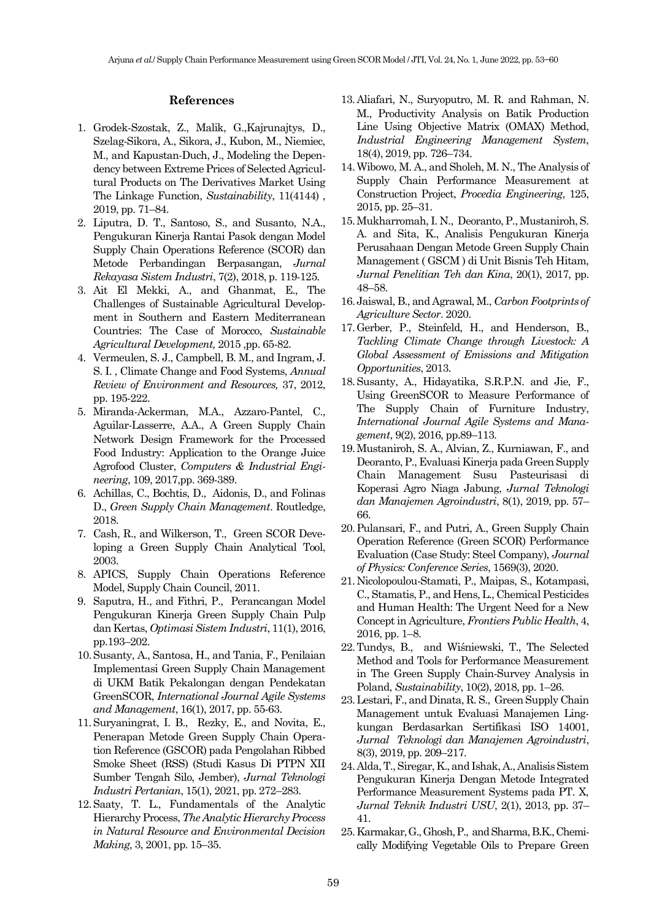## References

1. Grodek-Szostak, Z., Malik, G.,Kajrunajtys, D., Szelag-Sikora, A., Sikora, J., Kubon, M., Niemiec, M., and Kapustan-Duch, J., Modeling the Dependency between Extreme Prices of Selected Agricultural Products on The Derivatives Market Using The Linkage Function, *Sustainability*, 11(4144) , 2019, pp. 71–84.
2. Liputra, D. T., Santoso, S., and Susanto, N.A., Pengukuran Kinerja Rantai Pasok dengan Model Supply Chain Operations Reference (SCOR) dan Metode Perbandingan Berpasangan, *Jurnal Rekayasa Sistem Industri*, 7(2), 2018, p. 119-125.
3. Ait El Mekki, A., and Ghanmat, E., The Challenges of Sustainable Agricultural Development in Southern and Eastern Mediterranean Countries: The Case of Morocco, *Sustainable Agricultural Development,* 2015 ,pp. 65-82.
4. Vermeulen, S. J., Campbell, B. M., and Ingram, J. S. I. , Climate Change and Food Systems, *Annual Review of Environment and Resources,* 37, 2012, pp. 195-222.
5. Miranda-Ackerman, M.A., Azzaro-Pantel, C., Aguilar-Lasserre, A.A., A Green Supply Chain Network Design Framework for the Processed Food Industry: Application to the Orange Juice Agrofood Cluster, *Computers & Industrial Engineering*, 109, 2017,pp. 369-389.
6. Achillas, C., Bochtis, D., Aidonis, D., and Folinas D., *Green Supply Chain Management*. Routledge, 2018.
7. Cash, R., and Wilkerson, T., Green SCOR Developing a Green Supply Chain Analytical Tool, 2003.
8. APICS, Supply Chain Operations Reference Model, Supply Chain Council, 2011.
9. Saputra, H., and Fithri, P., Perancangan Model Pengukuran Kinerja Green Supply Chain Pulp dan Kertas, *Optimasi Sistem Industri*, 11(1), 2016, pp.193–202.
10. Susanty, A., Santosa, H., and Tania, F., Penilaian Implementasi Green Supply Chain Management di UKM Batik Pekalongan dengan Pendekatan GreenSCOR, *International Journal Agile Systems and Management*, 16(1), 2017, pp. 55-63.
11. Suryaningrat, I. B., Rezky, E., and Novita, E., Penerapan Metode Green Supply Chain Operation Reference (GSCOR) pada Pengolahan Ribbed Smoke Sheet (RSS) (Studi Kasus Di PTPN XII Sumber Tengah Silo, Jember), *Jurnal Teknologi Industri Pertanian*, 15(1), 2021, pp. 272–283.
12. Saaty, T. L., Fundamentals of the Analytic Hierarchy Process, *The Analytic Hierarchy Process in Natural Resource and Environmental Decision Making,* 3, 2001, pp. 15–35.
13. Aliafari, N., Suryoputro, M. R. and Rahman, N. M., Productivity Analysis on Batik Production Line Using Objective Matrix (OMAX) Method, *Industrial Engineering Management System*, 18(4), 2019, pp. 726–734.
14. Wibowo, M. A., and Sholeh, M. N., The Analysis of Supply Chain Performance Measurement at Construction Project, *Procedia Engineering*, 125, 2015, pp. 25–31.
15. Mukharromah, I. N., Deoranto, P., Mustaniroh, S. A. and Sita, K., Analisis Pengukuran Kinerja Perusahaan Dengan Metode Green Supply Chain Management ( GSCM ) di Unit Bisnis Teh Hitam, *Jurnal Penelitian Teh dan Kina*, 20(1), 2017, pp. 48–58.
16. Jaiswal, B., and Agrawal, M., *Carbon Footprints of Agriculture Sector*. 2020.
17. Gerber, P., Steinfeld, H., and Henderson, B., *Tackling Climate Change through Livestock: A Global Assessment of Emissions and Mitigation Opportunities*, 2013.
18. Susanty, A., Hidayatika, S.R.P.N. and Jie, F., Using GreenSCOR to Measure Performance of The Supply Chain of Furniture Industry, *International Journal Agile Systems and Management*, 9(2), 2016, pp.89–113.
19. Mustaniroh, S. A., Alvian, Z., Kurniawan, F., and Deoranto, P., Evaluasi Kinerja pada Green Supply Chain Management Susu Pasteurisasi di Koperasi Agro Niaga Jabung, *Jurnal Teknologi dan Manajemen Agroindustri*, 8(1), 2019, pp. 57–66.
20. Pulansari, F., and Putri, A., Green Supply Chain Operation Reference (Green SCOR) Performance Evaluation (Case Study: Steel Company), *Journal of Physics: Conference Series,* 1569(3), 2020.
21. Nicolopoulou-Stamati, P., Maipas, S., Kotampasi, C., Stamatis, P., and Hens, L., Chemical Pesticides and Human Health: The Urgent Need for a New Concept in Agriculture, *Frontiers Public Health*, 4, 2016, pp. 1–8.
22. Tundys, B., and Wiśniewski, T., The Selected Method and Tools for Performance Measurement in The Green Supply Chain-Survey Analysis in Poland, *Sustainability*, 10(2), 2018, pp. 1–26.
23. Lestari, F., and Dinata, R. S., Green Supply Chain Management untuk Evaluasi Manajemen Lingkungan Berdasarkan Sertifikasi ISO 14001, *Jurnal Teknologi dan Manajemen Agroindustri*, 8(3), 2019, pp. 209–217.
24. Alda, T., Siregar, K., and Ishak, A., Analisis Sistem Pengukuran Kinerja Dengan Metode Integrated Performance Measurement Systems pada PT. X, *Jurnal Teknik Industri USU*, 2(1), 2013, pp. 37–41.
25. Karmakar, G., Ghosh, P., and Sharma, B.K., Chemically Modifying Vegetable Oils to Prepare Green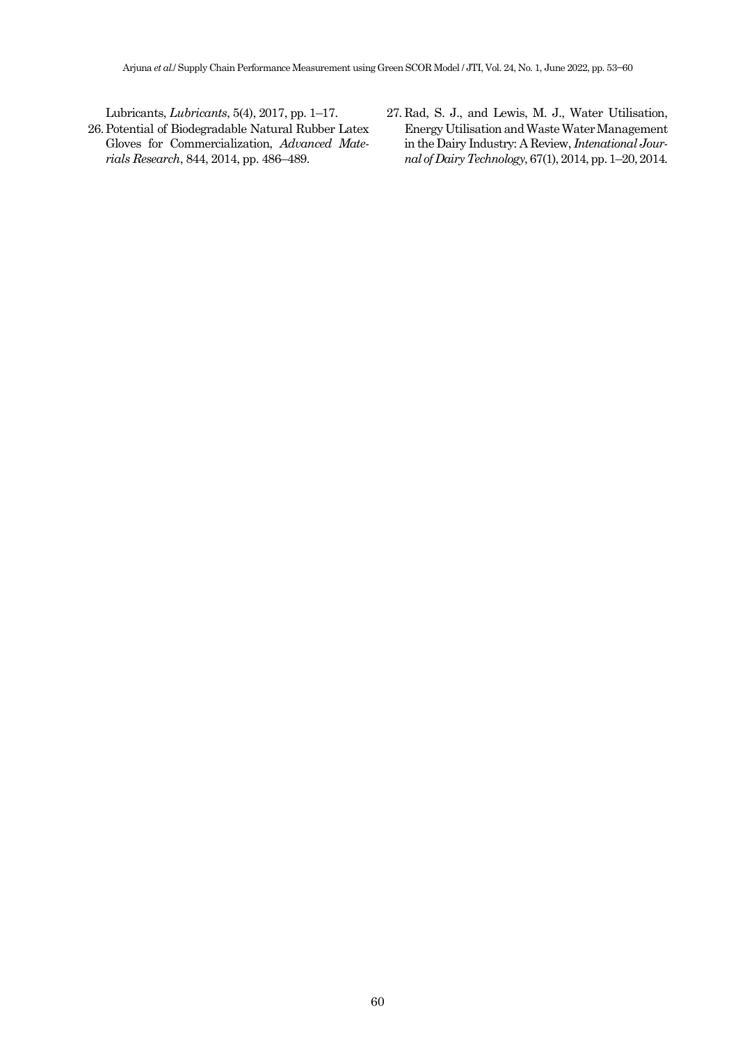Lubricants, *Lubricants*, 5(4), 2017, pp. 1–17.

26. Potential of Biodegradable Natural Rubber Latex Gloves for Commercialization, *Advanced Materials Research*, 844, 2014, pp. 486–489.

27. Rad, S. J., and Lewis, M. J., Water Utilisation, Energy Utilisation and Waste Water Management in the Dairy Industry: A Review, *Intenational Journal of Dairy Technology*, 67(1), 2014, pp. 1–20, 2014.